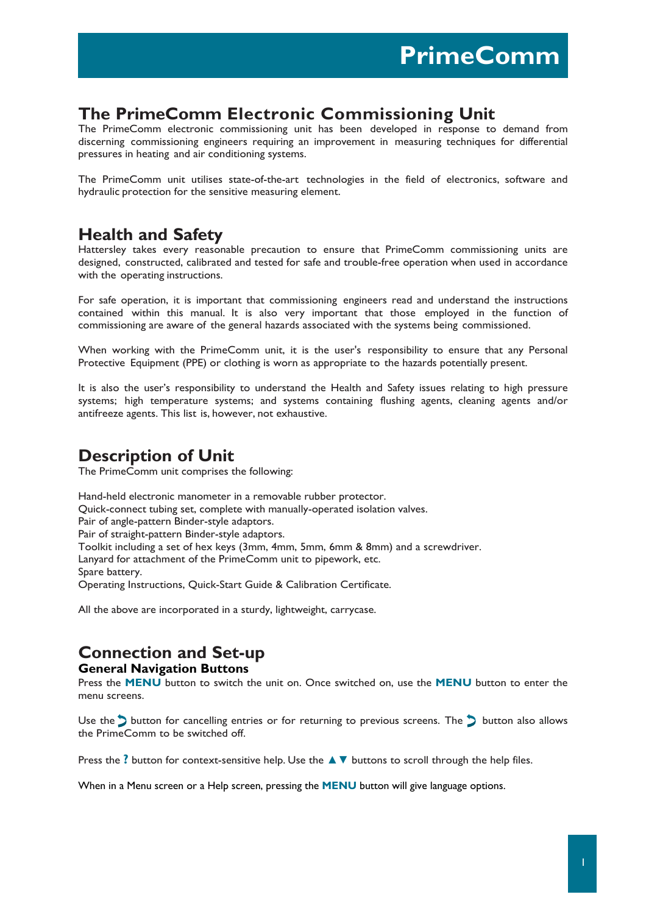// PrimeComm

## The PrimeComm Electronic Commissioning Unit

The PrimeComm electronic commissioning unit has been developed in response to demand from discerning commissioning engineers requiring an improvement in measuring techniques for differential pressures in heating and air conditioning systems.

The PrimeComm unit utilises state-of-the-art technologies in the field of electronics, software and hydraulic protection for the sensitive measuring element.

## Health and Safety

Hattersley takes every reasonable precaution to ensure that PrimeComm commissioning units are designed, constructed, calibrated and tested for safe and trouble-free operation when used in accordance with the operating instructions.

For safe operation, it is important that commissioning engineers read and understand the instructions contained within this manual. It is also very important that those employed in the function of commissioning are aware of the general hazards associated with the systems being commissioned.

When working with the PrimeComm unit, it is the user's responsibility to ensure that any Personal Protective Equipment (PPE) or clothing is worn as appropriate to the hazards potentially present.

It is also the user's responsibility to understand the Health and Safety issues relating to high pressure systems; high temperature systems; and systems containing flushing agents, cleaning agents and/or antifreeze agents. This list is, however, not exhaustive.

## Description of Unit

The PrimeComm unit comprises the following:

Hand-held electronic manometer in a removable rubber protector.
Quick-connect tubing set, complete with manually-operated isolation valves.
Pair of angle-pattern Binder-style adaptors.
Pair of straight-pattern Binder-style adaptors.
Toolkit including a set of hex keys (3mm, 4mm, 5mm, 6mm & 8mm) and a screwdriver.
Lanyard for attachment of the PrimeComm unit to pipework, etc.
Spare battery.
Operating Instructions, Quick-Start Guide & Calibration Certificate.

All the above are incorporated in a sturdy, lightweight, carrycase.

## Connection and Set-up

### General Navigation Buttons

Press the **MENU** button to switch the unit on. Once switched on, use the **MENU** button to enter the menu screens.

Use the ⮌ button for cancelling entries or for returning to previous screens. The ⮌ button also allows the PrimeComm to be switched off.

Press the **?** button for context-sensitive help. Use the ▲▼ buttons to scroll through the help files.

When in a Menu screen or a Help screen, pressing the **MENU** button will give language options.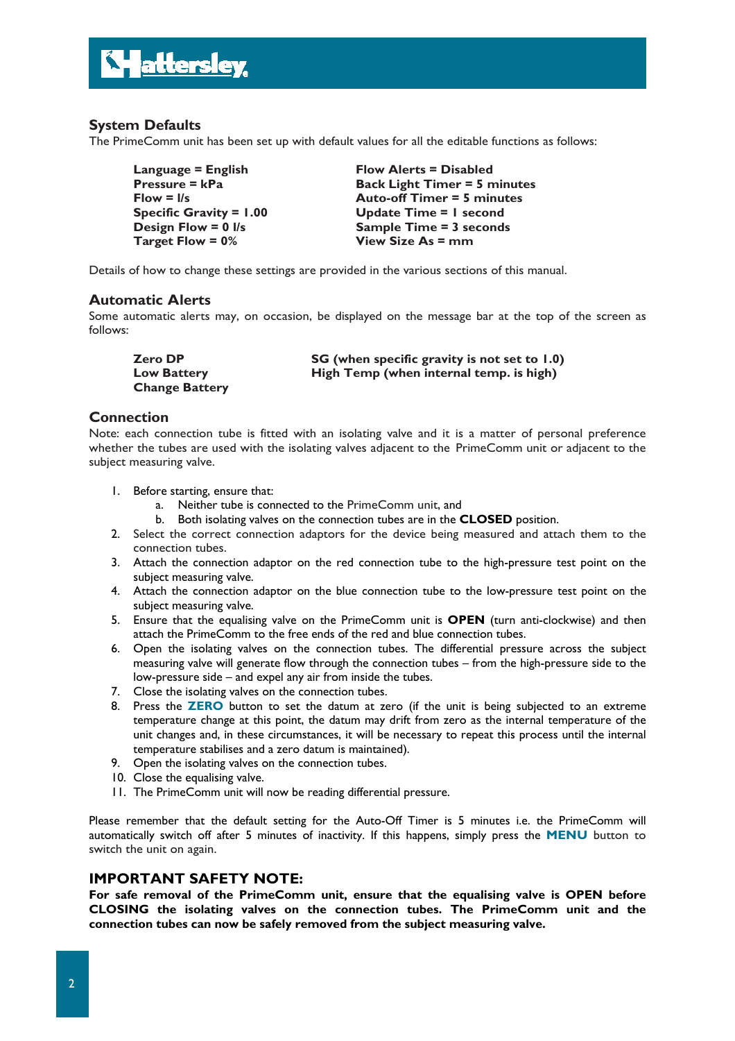## System Defaults

The PrimeComm unit has been set up with default values for all the editable functions as follows:

**Language = English**
**Pressure = kPa**
**Flow = l/s**
**Specific Gravity = 1.00**
**Design Flow = 0 l/s**
**Target Flow = 0%**
**Flow Alerts = Disabled**
**Back Light Timer = 5 minutes**
**Auto-off Timer = 5 minutes**
**Update Time = 1 second**
**Sample Time = 3 seconds**
**View Size As = mm**

Details of how to change these settings are provided in the various sections of this manual.

## Automatic Alerts

Some automatic alerts may, on occasion, be displayed on the message bar at the top of the screen as follows:

**Zero DP**
**Low Battery**
**Change Battery**
**SG (when specific gravity is not set to 1.0)**
**High Temp (when internal temp. is high)**

## Connection

Note: each connection tube is fitted with an isolating valve and it is a matter of personal preference whether the tubes are used with the isolating valves adjacent to the PrimeComm unit or adjacent to the subject measuring valve.

1. Before starting, ensure that:
   a. Neither tube is connected to the PrimeComm unit, and
   b. Both isolating valves on the connection tubes are in the **CLOSED** position.
2. Select the correct connection adaptors for the device being measured and attach them to the connection tubes.
3. Attach the connection adaptor on the red connection tube to the high-pressure test point on the subject measuring valve.
4. Attach the connection adaptor on the blue connection tube to the low-pressure test point on the subject measuring valve.
5. Ensure that the equalising valve on the PrimeComm unit is **OPEN** (turn anti-clockwise) and then attach the PrimeComm to the free ends of the red and blue connection tubes.
6. Open the isolating valves on the connection tubes. The differential pressure across the subject measuring valve will generate flow through the connection tubes – from the high-pressure side to the low-pressure side – and expel any air from inside the tubes.
7. Close the isolating valves on the connection tubes.
8. Press the **ZERO** button to set the datum at zero (if the unit is being subjected to an extreme temperature change at this point, the datum may drift from zero as the internal temperature of the unit changes and, in these circumstances, it will be necessary to repeat this process until the internal temperature stabilises and a zero datum is maintained).
9. Open the isolating valves on the connection tubes.
10. Close the equalising valve.
11. The PrimeComm unit will now be reading differential pressure.

Please remember that the default setting for the Auto-Off Timer is 5 minutes i.e. the PrimeComm will automatically switch off after 5 minutes of inactivity. If this happens, simply press the **MENU** button to switch the unit on again.

## IMPORTANT SAFETY NOTE:

**For safe removal of the PrimeComm unit, ensure that the equalising valve is OPEN before CLOSING the isolating valves on the connection tubes. The PrimeComm unit and the connection tubes can now be safely removed from the subject measuring valve.**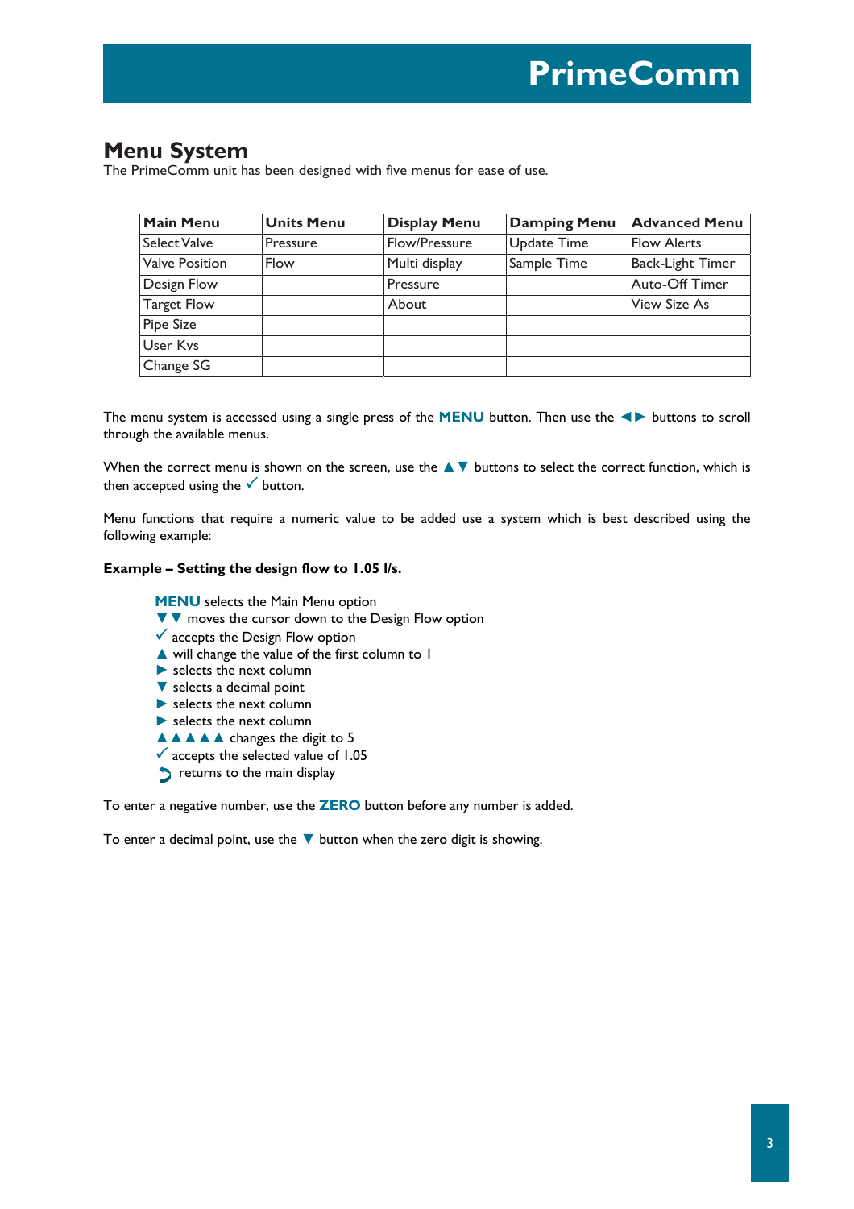## Menu System

The PrimeComm unit has been designed with five menus for ease of use.

| Main Menu | Units Menu | Display Menu | Damping Menu | Advanced Menu |
|---|---|---|---|---|
| Select Valve | Pressure | Flow/Pressure | Update Time | Flow Alerts |
| Valve Position | Flow | Multi display | Sample Time | Back-Light Timer |
| Design Flow | | Pressure | | Auto-Off Timer |
| Target Flow | | About | | View Size As |
| Pipe Size | | | | |
| User Kvs | | | | |
| Change SG | | | | |

The menu system is accessed using a single press of the **MENU** button. Then use the ◄► buttons to scroll through the available menus.

When the correct menu is shown on the screen, use the ▲▼ buttons to select the correct function, which is then accepted using the ✓ button.

Menu functions that require a numeric value to be added use a system which is best described using the following example:

**Example – Setting the design flow to 1.05 l/s.**

**MENU** selects the Main Menu option
▼▼ moves the cursor down to the Design Flow option
✓ accepts the Design Flow option
▲ will change the value of the first column to 1
► selects the next column
▼ selects a decimal point
► selects the next column
► selects the next column
▲▲▲▲▲ changes the digit to 5
✓ accepts the selected value of 1.05
↩ returns to the main display

To enter a negative number, use the **ZERO** button before any number is added.

To enter a decimal point, use the ▼ button when the zero digit is showing.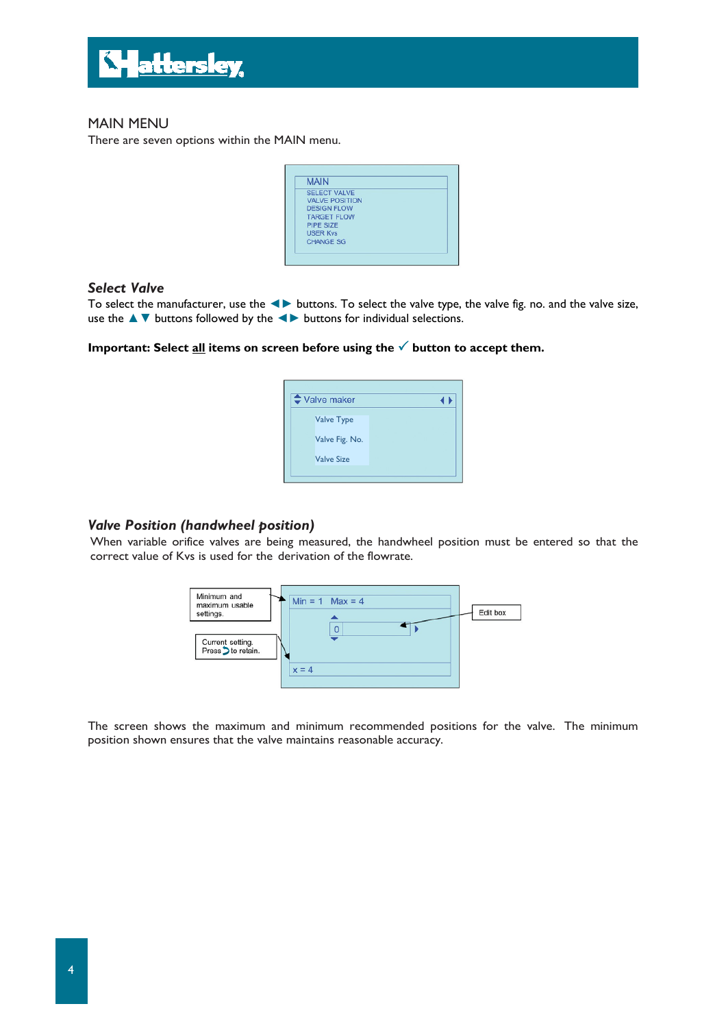## MAIN MENU

There are seven options within the MAIN menu.

MAIN
SELECT VALVE
VALVE POSITION
DESIGN FLOW
TARGET FLOW
PIPE SIZE
USER Kvs
CHANGE SG

### *Select Valve*

To select the manufacturer, use the ◄► buttons. To select the valve type, the valve fig. no. and the valve size, use the ▲▼ buttons followed by the ◄► buttons for individual selections.

**Important: Select <u>all</u> items on screen before using the ✓ button to accept them.**

Valve maker
Valve Type
Valve Fig. No.
Valve Size

### *Valve Position (handwheel position)*

When variable orifice valves are being measured, the handwheel position must be entered so that the correct value of Kvs is used for the derivation of the flowrate.

Minimum and maximum usable settings.

Min = 1 Max = 4

0

Edit box

Current setting. Press ↻ to retain.

x = 4

The screen shows the maximum and minimum recommended positions for the valve. The minimum position shown ensures that the valve maintains reasonable accuracy.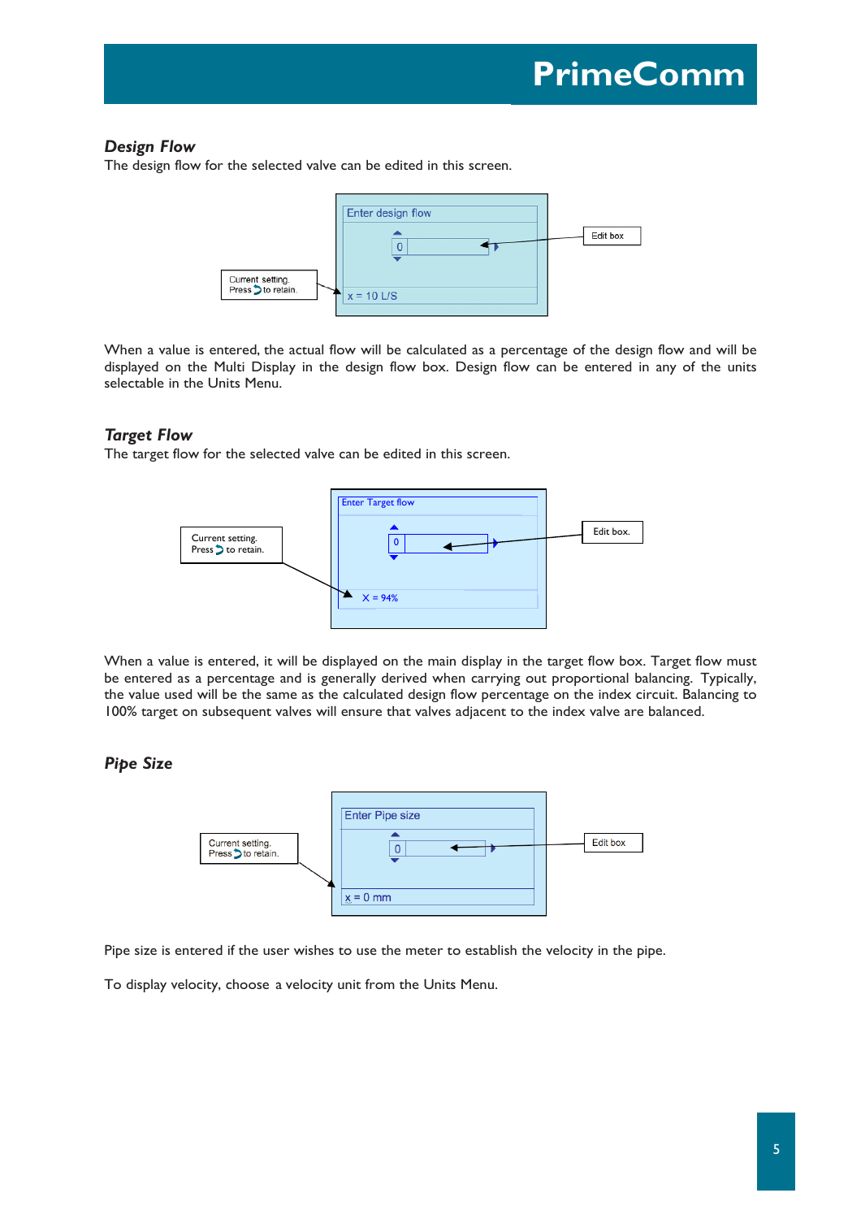## Design Flow

The design flow for the selected valve can be edited in this screen.

When a value is entered, the actual flow will be calculated as a percentage of the design flow and will be displayed on the Multi Display in the design flow box. Design flow can be entered in any of the units selectable in the Units Menu.

## Target Flow

The target flow for the selected valve can be edited in this screen.

When a value is entered, it will be displayed on the main display in the target flow box. Target flow must be entered as a percentage and is generally derived when carrying out proportional balancing. Typically, the value used will be the same as the calculated design flow percentage on the index circuit. Balancing to 100% target on subsequent valves will ensure that valves adjacent to the index valve are balanced.

## Pipe Size

Pipe size is entered if the user wishes to use the meter to establish the velocity in the pipe.

To display velocity, choose a velocity unit from the Units Menu.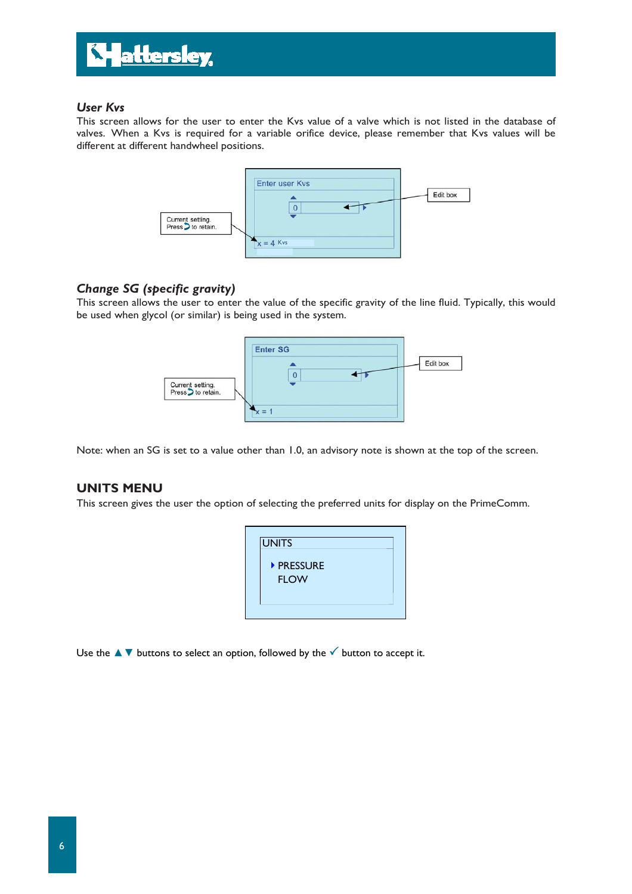### *User Kvs*

This screen allows for the user to enter the Kvs value of a valve which is not listed in the database of valves. When a Kvs is required for a variable orifice device, please remember that Kvs values will be different at different handwheel positions.

Enter user Kvs

0

Edit box

Current setting. Press to retain.

x = 4 Kvs

### *Change SG (specific gravity)*

This screen allows the user to enter the value of the specific gravity of the line fluid. Typically, this would be used when glycol (or similar) is being used in the system.

Enter SG

0

Edit box

Current setting. Press to retain.

x = 1

Note: when an SG is set to a value other than 1.0, an advisory note is shown at the top of the screen.

## UNITS MENU

This screen gives the user the option of selecting the preferred units for display on the PrimeComm.

UNITS

- PRESSURE
- FLOW

Use the ▲ ▼ buttons to select an option, followed by the ✓ button to accept it.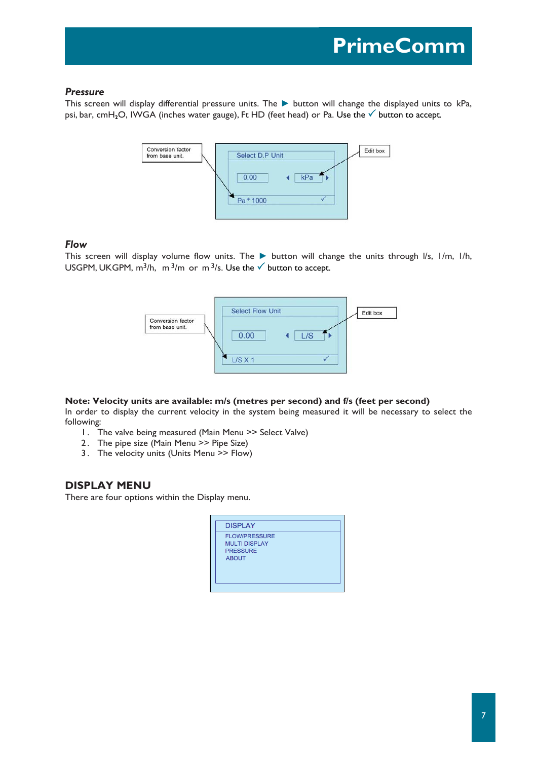### *Pressure*

This screen will display differential pressure units. The ▶ button will change the displayed units to kPa, psi, bar, $cmH_2O$, IWGA (inches water gauge), Ft HD (feet head) or Pa. Use the ✓ button to accept.

Conversion factor from base unit.

Select D.P Unit

0.00 ◀ kPa ▶

Pa * 1000 ✓

Edit box

### *Flow*

This screen will display volume flow units. The ▶ button will change the units through l/s, l/m, l/h, USGPM, UKGPM, $m^3$/h, $m^3$/m or $m^3$/s. Use the ✓ button to accept.

Conversion factor from base unit.

Select Flow Unit

0.00 ◀ L/S ▶

L/S X 1 ✓

Edit box

**Note: Velocity units are available: m/s (metres per second) and f/s (feet per second)**

In order to display the current velocity in the system being measured it will be necessary to select the following:

1. The valve being measured (Main Menu >> Select Valve)
2. The pipe size (Main Menu >> Pipe Size)
3. The velocity units (Units Menu >> Flow)

## DISPLAY MENU

There are four options within the Display menu.

DISPLAY

FLOW/PRESSURE
MULTI DISPLAY
PRESSURE
ABOUT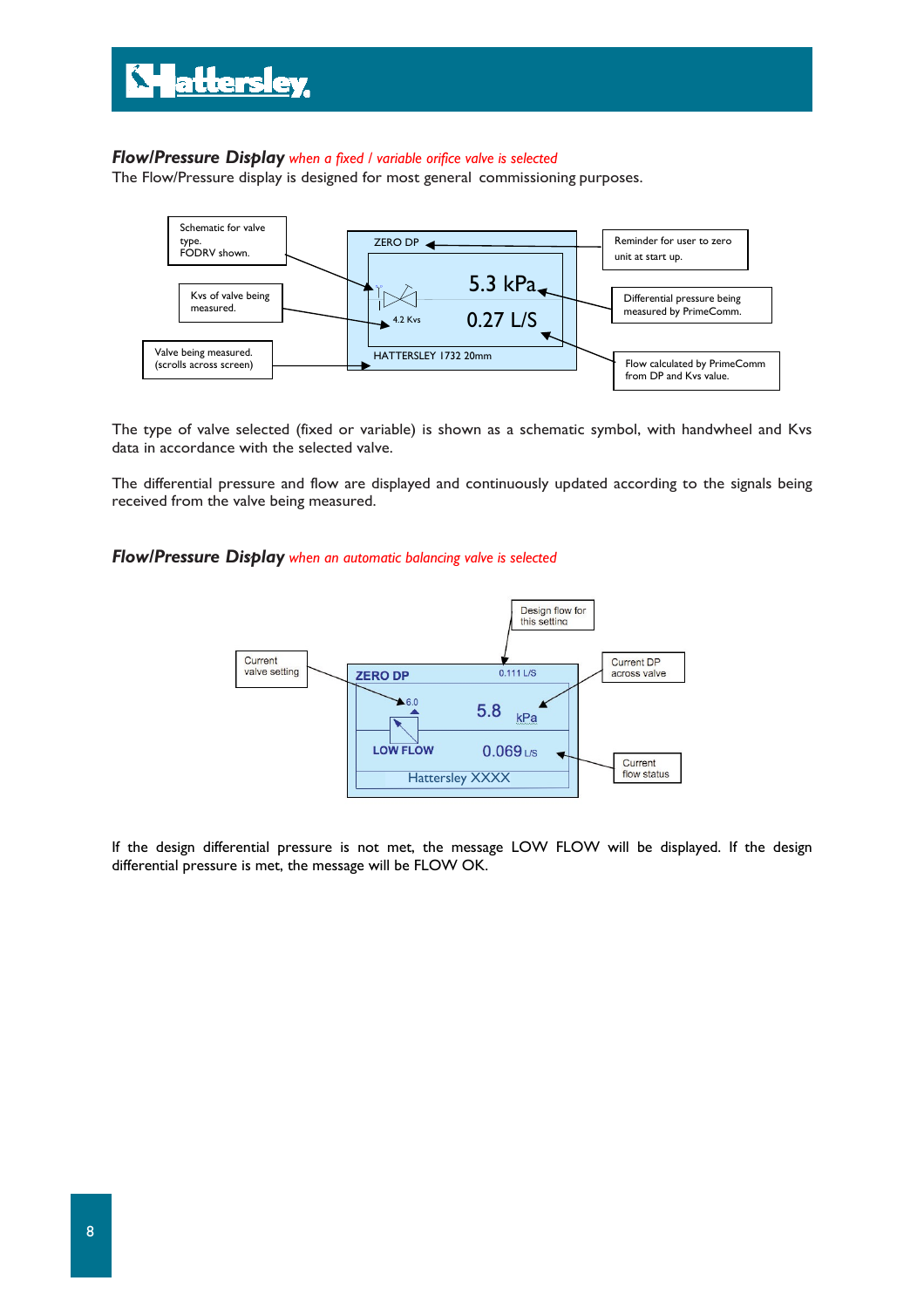## ***Flow/Pressure Display*** *when a fixed / variable orifice valve is selected*

The Flow/Pressure display is designed for most general commissioning purposes.

Schematic for valve type. FODRV shown.

Kvs of valve being measured.

Valve being measured. (scrolls across screen)

ZERO DP

5.3 kPa

4.2 Kvs

0.27 L/S

HATTERSLEY 1732 20mm

Reminder for user to zero unit at start up.

Differential pressure being measured by PrimeComm.

Flow calculated by PrimeComm from DP and Kvs value.

The type of valve selected (fixed or variable) is shown as a schematic symbol, with handwheel and Kvs data in accordance with the selected valve.

The differential pressure and flow are displayed and continuously updated according to the signals being received from the valve being measured.

## ***Flow/Pressure Display*** *when an automatic balancing valve is selected*

Design flow for this setting

Current valve setting

ZERO DP

0.111 L/S

6.0

5.8 kPa

LOW FLOW

0.069 L/S

Hattersley XXXX

Current DP across valve

Current flow status

If the design differential pressure is not met, the message LOW FLOW will be displayed. If the design differential pressure is met, the message will be FLOW OK.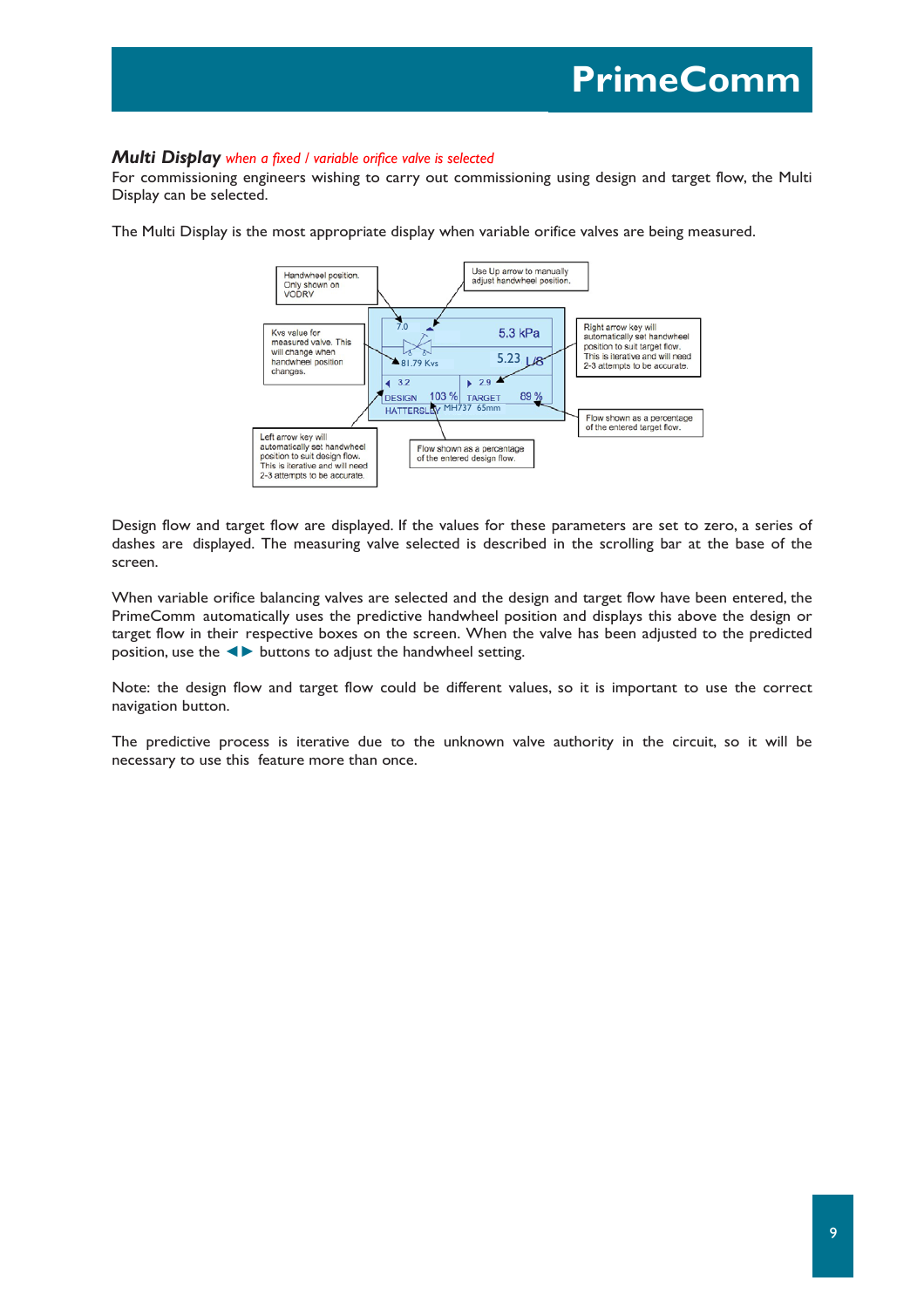## *Multi Display* *when a fixed / variable orifice valve is selected*

For commissioning engineers wishing to carry out commissioning using design and target flow, the Multi Display can be selected.

The Multi Display is the most appropriate display when variable orifice valves are being measured.

Handwheel position. Only shown on VODRV

Use Up arrow to manually adjust handwheel position.

Kvs value for measured valve. This will change when handwheel position changes.

Right arrow key will automatically set handwheel position to suit target flow. This is iterative and will need 2-3 attempts to be accurate.

Flow shown as a percentage of the entered target flow.

Left arrow key will automatically set handwheel position to suit design flow. This is iterative and will need 2-3 attempts to be accurate.

Flow shown as a percentage of the entered design flow.

Design flow and target flow are displayed. If the values for these parameters are set to zero, a series of dashes are displayed. The measuring valve selected is described in the scrolling bar at the base of the screen.

When variable orifice balancing valves are selected and the design and target flow have been entered, the PrimeComm automatically uses the predictive handwheel position and displays this above the design or target flow in their respective boxes on the screen. When the valve has been adjusted to the predicted position, use the ◄► buttons to adjust the handwheel setting.

Note: the design flow and target flow could be different values, so it is important to use the correct navigation button.

The predictive process is iterative due to the unknown valve authority in the circuit, so it will be necessary to use this feature more than once.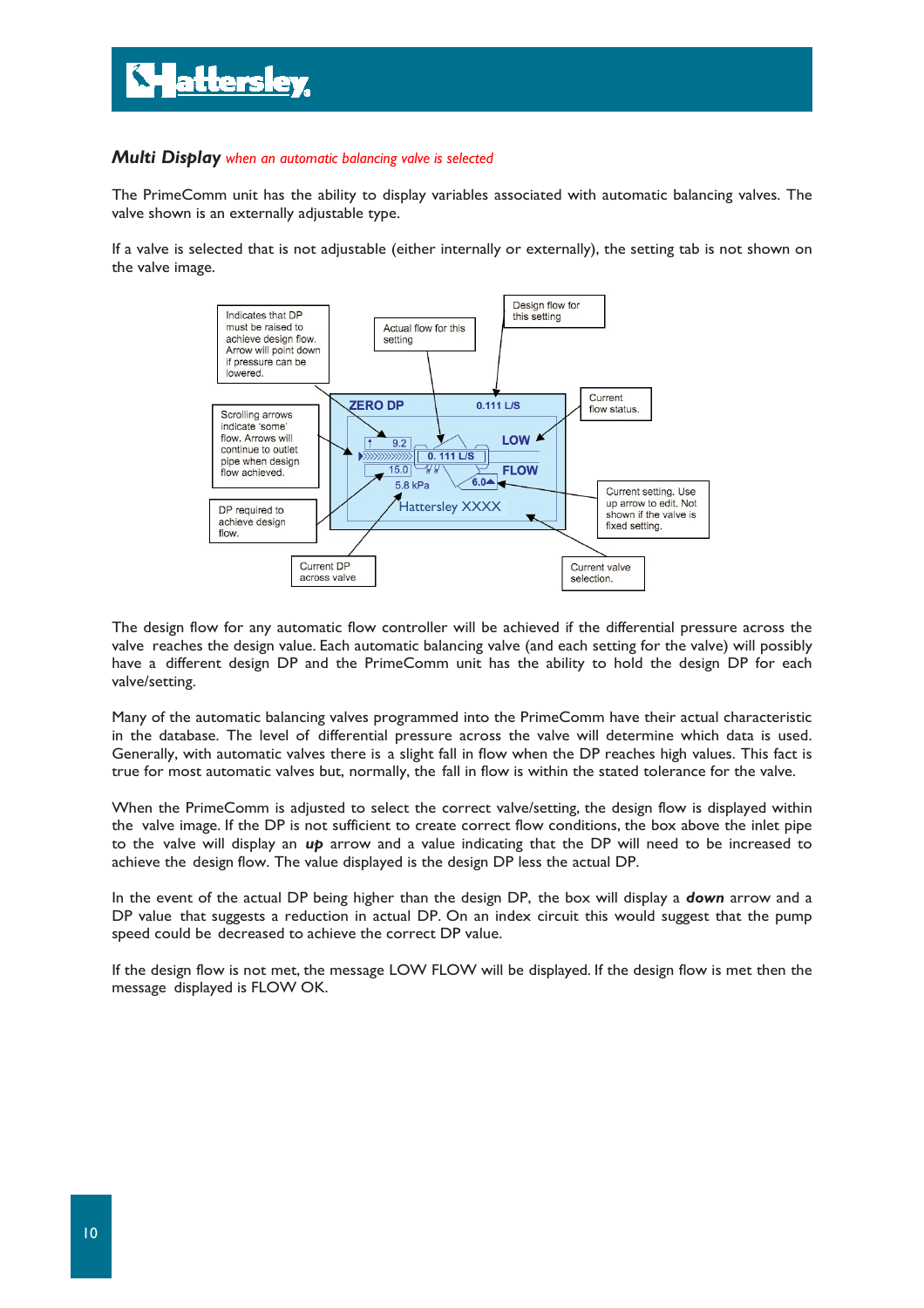## *Multi Display* when an automatic balancing valve is selected

The PrimeComm unit has the ability to display variables associated with automatic balancing valves. The valve shown is an externally adjustable type.

If a valve is selected that is not adjustable (either internally or externally), the setting tab is not shown on the valve image.

Indicates that DP must be raised to achieve design flow. Arrow will point down if pressure can be lowered.

Actual flow for this setting

Design flow for this setting

Current flow status.

Scrolling arrows indicate 'some' flow. Arrows will continue to outlet pipe when design flow achieved.

DP required to achieve design flow.

Current DP across valve

Current setting. Use up arrow to edit. Not shown if the valve is fixed setting.

Current valve selection.

ZERO DP 0.111 L/S

9.2 0. 111 L/S LOW

15.0 FLOW

5.8 kPa 6.0

Hattersley XXXX

The design flow for any automatic flow controller will be achieved if the differential pressure across the valve reaches the design value. Each automatic balancing valve (and each setting for the valve) will possibly have a different design DP and the PrimeComm unit has the ability to hold the design DP for each valve/setting.

Many of the automatic balancing valves programmed into the PrimeComm have their actual characteristic in the database. The level of differential pressure across the valve will determine which data is used. Generally, with automatic valves there is a slight fall in flow when the DP reaches high values. This fact is true for most automatic valves but, normally, the fall in flow is within the stated tolerance for the valve.

When the PrimeComm is adjusted to select the correct valve/setting, the design flow is displayed within the valve image. If the DP is not sufficient to create correct flow conditions, the box above the inlet pipe to the valve will display an ***up*** arrow and a value indicating that the DP will need to be increased to achieve the design flow. The value displayed is the design DP less the actual DP.

In the event of the actual DP being higher than the design DP, the box will display a ***down*** arrow and a DP value that suggests a reduction in actual DP. On an index circuit this would suggest that the pump speed could be decreased to achieve the correct DP value.

If the design flow is not met, the message LOW FLOW will be displayed. If the design flow is met then the message displayed is FLOW OK.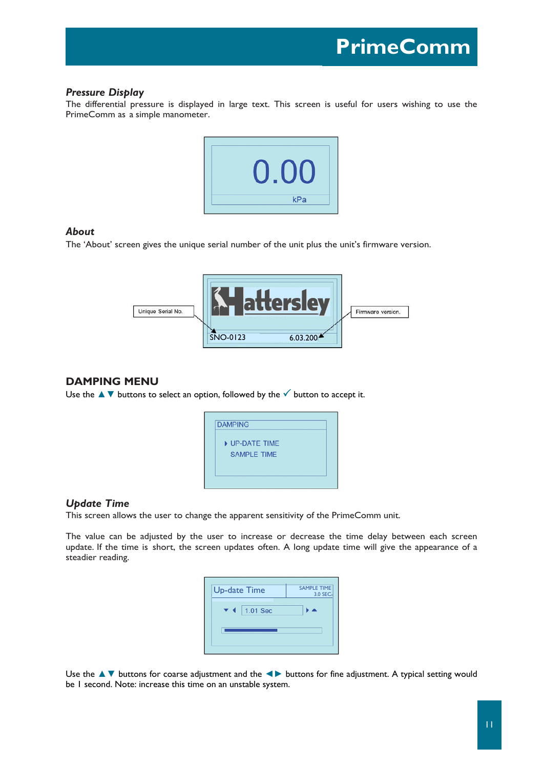### *Pressure Display*

The differential pressure is displayed in large text. This screen is useful for users wishing to use the PrimeComm as a simple manometer.

0.00

kPa

### *About*

The 'About' screen gives the unique serial number of the unit plus the unit's firmware version.

Unique Serial No.

Hattersley

Firmware version.

SNO-0123 6.03.200

## DAMPING MENU

Use the ▲▼ buttons to select an option, followed by the ✓ button to accept it.

DAMPING

- UP-DATE TIME
- SAMPLE TIME

### *Update Time*

This screen allows the user to change the apparent sensitivity of the PrimeComm unit.

The value can be adjusted by the user to increase or decrease the time delay between each screen update. If the time is short, the screen updates often. A long update time will give the appearance of a steadier reading.

Up-date Time | SAMPLE TIME 3.0 SEC

1.01 Sec

Use the ▲▼ buttons for coarse adjustment and the ◄► buttons for fine adjustment. A typical setting would be 1 second. Note: increase this time on an unstable system.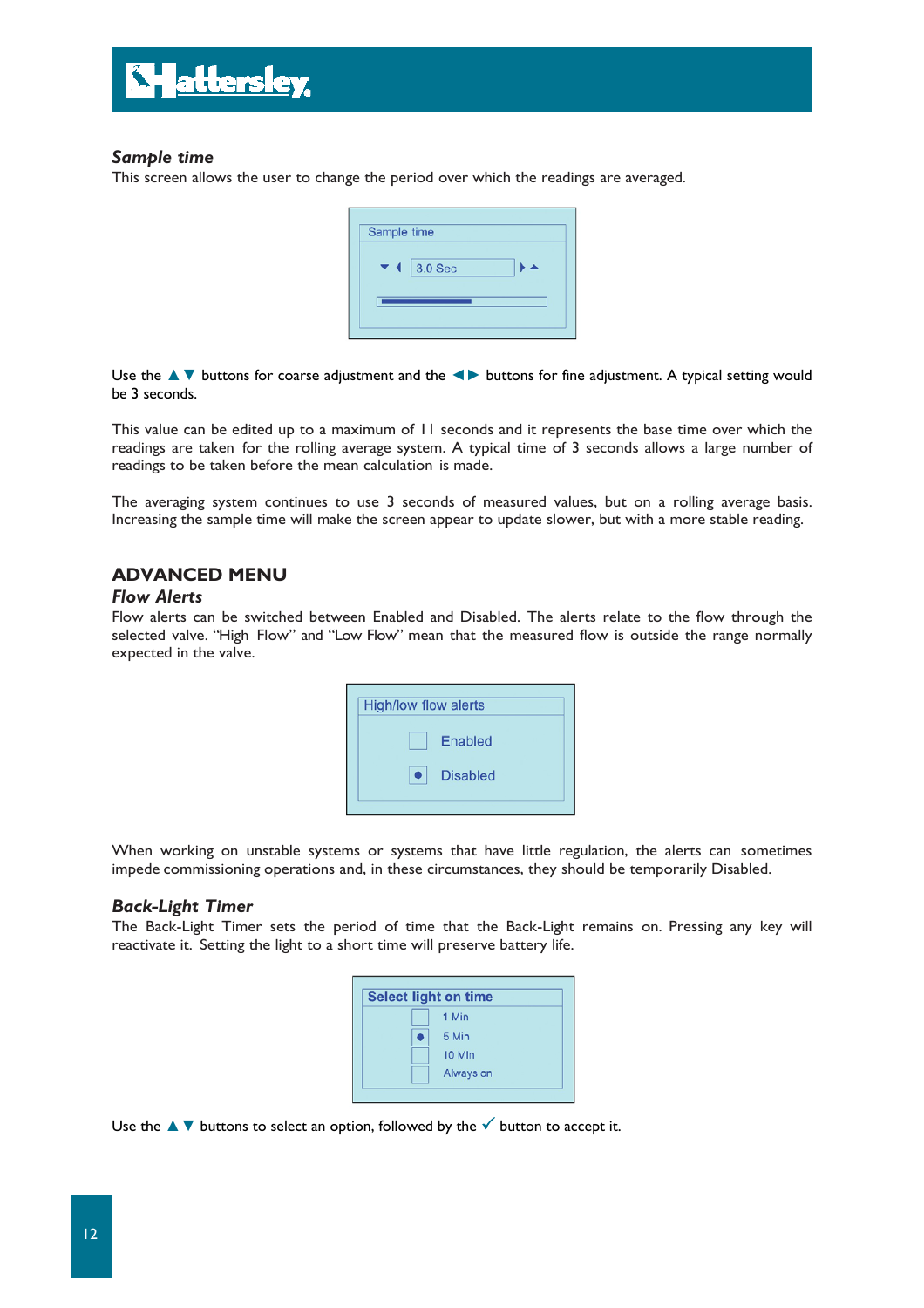### *Sample time*

This screen allows the user to change the period over which the readings are averaged.

Use the ▲▼ buttons for coarse adjustment and the ◀▶ buttons for fine adjustment. A typical setting would be 3 seconds.

This value can be edited up to a maximum of 11 seconds and it represents the base time over which the readings are taken for the rolling average system. A typical time of 3 seconds allows a large number of readings to be taken before the mean calculation is made.

The averaging system continues to use 3 seconds of measured values, but on a rolling average basis. Increasing the sample time will make the screen appear to update slower, but with a more stable reading.

## ADVANCED MENU

### *Flow Alerts*

Flow alerts can be switched between Enabled and Disabled. The alerts relate to the flow through the selected valve. "High Flow" and "Low Flow" mean that the measured flow is outside the range normally expected in the valve.

When working on unstable systems or systems that have little regulation, the alerts can sometimes impede commissioning operations and, in these circumstances, they should be temporarily Disabled.

### *Back-Light Timer*

The Back-Light Timer sets the period of time that the Back-Light remains on. Pressing any key will reactivate it. Setting the light to a short time will preserve battery life.

Use the ▲▼ buttons to select an option, followed by the ✓ button to accept it.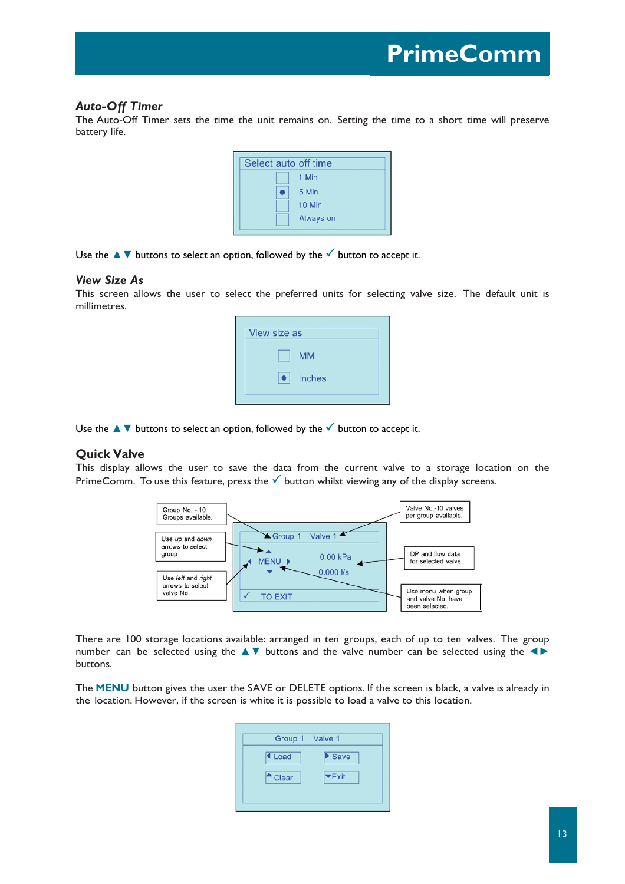## *Auto-Off Timer*

The Auto-Off Timer sets the time the unit remains on. Setting the time to a short time will preserve battery life.

Select auto off time
- [ ] 1 Min
- [x] 5 Min
- [ ] 10 Min
- [ ] Always on

Use the ▲▼ buttons to select an option, followed by the ✓ button to accept it.

## *View Size As*

This screen allows the user to select the preferred units for selecting valve size. The default unit is millimetres.

View size as
- [ ] MM
- [x] Inches

Use the ▲▼ buttons to select an option, followed by the ✓ button to accept it.

## Quick Valve

This display allows the user to save the data from the current valve to a storage location on the PrimeComm. To use this feature, press the ✓ button whilst viewing any of the display screens.

Group 1 Valve 1
MENU 0.00 kPa 0.000 l/s
✓ TO EXIT

- Group No. - 10 Groups available.
- Use *up* and *down* arrows to select group
- Use *left* and *right* arrows to select valve No.
- Valve No.-10 valves per group available.
- DP and flow data for selected valve.
- Use menu when group and valve No. have been selected.

There are 100 storage locations available: arranged in ten groups, each of up to ten valves. The group number can be selected using the ▲▼ buttons and the valve number can be selected using the ◄► buttons.

The **MENU** button gives the user the SAVE or DELETE options. If the screen is black, a valve is already in the location. However, if the screen is white it is possible to load a valve to this location.

Group 1 Valve 1
◄ Load ► Save
▲ Clear ▼ Exit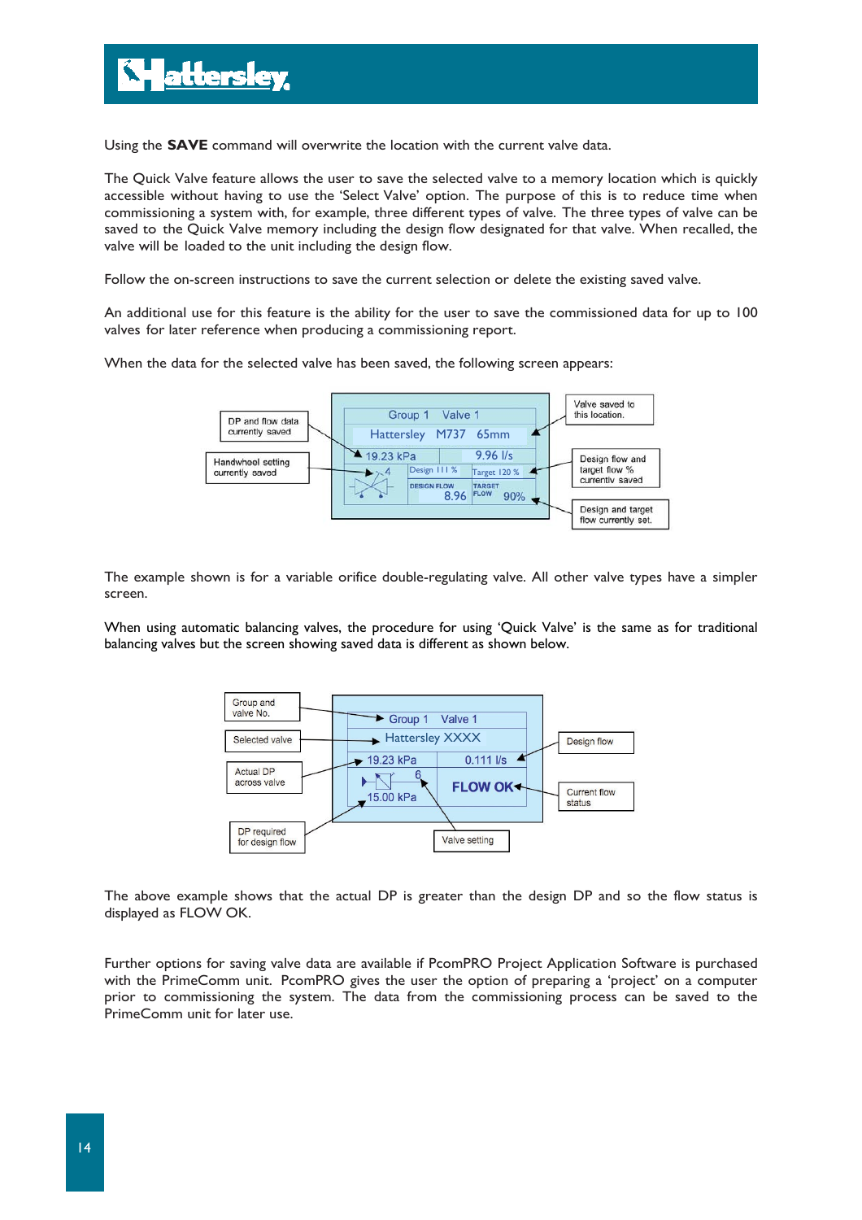Using the **SAVE** command will overwrite the location with the current valve data.

The Quick Valve feature allows the user to save the selected valve to a memory location which is quickly accessible without having to use the 'Select Valve' option. The purpose of this is to reduce time when commissioning a system with, for example, three different types of valve. The three types of valve can be saved to the Quick Valve memory including the design flow designated for that valve. When recalled, the valve will be loaded to the unit including the design flow.

Follow the on-screen instructions to save the current selection or delete the existing saved valve.

An additional use for this feature is the ability for the user to save the commissioned data for up to 100 valves for later reference when producing a commissioning report.

When the data for the selected valve has been saved, the following screen appears:

DP and flow data currently saved

Handwheel setting currently saved

Group 1 Valve 1

Hattersley M737 65mm

19.23 kPa 9.96 l/s

4 Design 111 % Target 120 %

DESIGN FLOW 8.96 TARGET FLOW 90%

Valve saved to this location.

Design flow and target flow % currently saved

Design and target flow currently set.

The example shown is for a variable orifice double-regulating valve. All other valve types have a simpler screen.

When using automatic balancing valves, the procedure for using 'Quick Valve' is the same as for traditional balancing valves but the screen showing saved data is different as shown below.

Group and valve No.

Selected valve

Actual DP across valve

DP required for design flow

Group 1 Valve 1

Hattersley XXXX

19.23 kPa 0.111 l/s

6

15.00 kPa FLOW OK

Design flow

Current flow status

Valve setting

The above example shows that the actual DP is greater than the design DP and so the flow status is displayed as FLOW OK.

Further options for saving valve data are available if PcomPRO Project Application Software is purchased with the PrimeComm unit. PcomPRO gives the user the option of preparing a 'project' on a computer prior to commissioning the system. The data from the commissioning process can be saved to the PrimeComm unit for later use.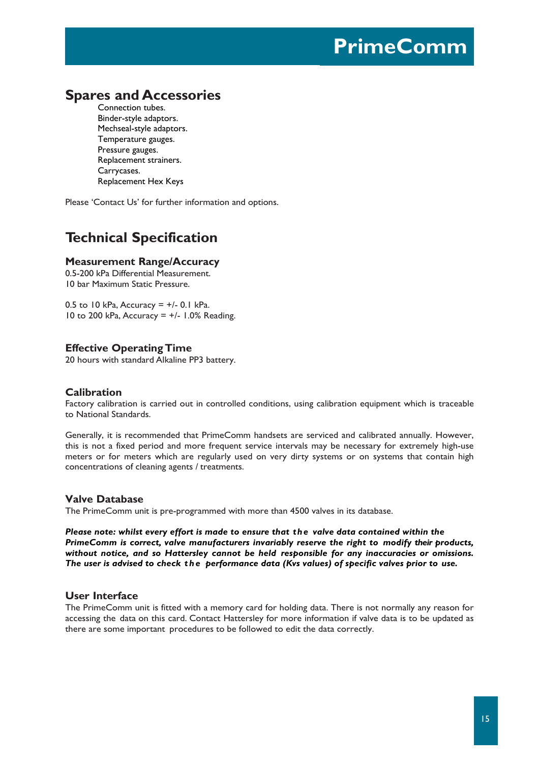## Spares and Accessories

- Connection tubes.
- Binder-style adaptors.
- Mechseal-style adaptors.
- Temperature gauges.
- Pressure gauges.
- Replacement strainers.
- Carrycases.
- Replacement Hex Keys

Please 'Contact Us' for further information and options.

## Technical Specification

### Measurement Range/Accuracy

0.5-200 kPa Differential Measurement.
10 bar Maximum Static Pressure.

0.5 to 10 kPa, Accuracy = +/- 0.1 kPa.
10 to 200 kPa, Accuracy = +/- 1.0% Reading.

### Effective Operating Time

20 hours with standard Alkaline PP3 battery.

### Calibration

Factory calibration is carried out in controlled conditions, using calibration equipment which is traceable to National Standards.

Generally, it is recommended that PrimeComm handsets are serviced and calibrated annually. However, this is not a fixed period and more frequent service intervals may be necessary for extremely high-use meters or for meters which are regularly used on very dirty systems or on systems that contain high concentrations of cleaning agents / treatments.

### Valve Database

The PrimeComm unit is pre-programmed with more than 4500 valves in its database.

***Please note: whilst every effort is made to ensure that the valve data contained within the PrimeComm is correct, valve manufacturers invariably reserve the right to modify their products, without notice, and so Hattersley cannot be held responsible for any inaccuracies or omissions. The user is advised to check the performance data (Kvs values) of specific valves prior to use.***

### User Interface

The PrimeComm unit is fitted with a memory card for holding data. There is not normally any reason for accessing the data on this card. Contact Hattersley for more information if valve data is to be updated as there are some important procedures to be followed to edit the data correctly.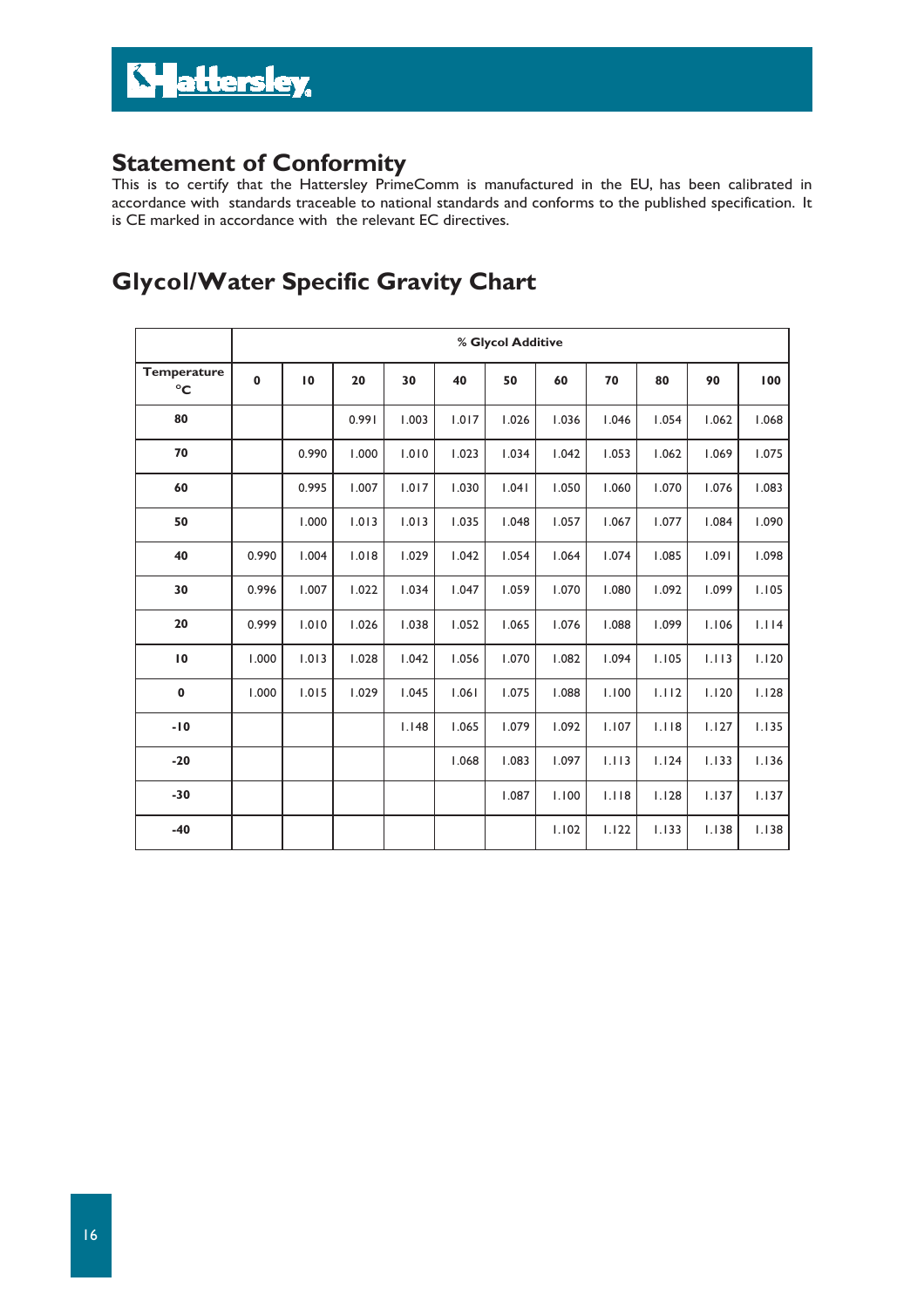## Statement of Conformity

This is to certify that the Hattersley PrimeComm is manufactured in the EU, has been calibrated in accordance with standards traceable to national standards and conforms to the published specification. It is CE marked in accordance with the relevant EC directives.

## Glycol/Water Specific Gravity Chart

| | % Glycol Additive | | | | | | | | | | |
|---|---|---|---|---|---|---|---|---|---|---|---|
| **Temperature °C** | **0** | **10** | **20** | **30** | **40** | **50** | **60** | **70** | **80** | **90** | **100** |
| **80** | | | 0.991 | 1.003 | 1.017 | 1.026 | 1.036 | 1.046 | 1.054 | 1.062 | 1.068 |
| **70** | | 0.990 | 1.000 | 1.010 | 1.023 | 1.034 | 1.042 | 1.053 | 1.062 | 1.069 | 1.075 |
| **60** | | 0.995 | 1.007 | 1.017 | 1.030 | 1.041 | 1.050 | 1.060 | 1.070 | 1.076 | 1.083 |
| **50** | | 1.000 | 1.013 | 1.013 | 1.035 | 1.048 | 1.057 | 1.067 | 1.077 | 1.084 | 1.090 |
| **40** | 0.990 | 1.004 | 1.018 | 1.029 | 1.042 | 1.054 | 1.064 | 1.074 | 1.085 | 1.091 | 1.098 |
| **30** | 0.996 | 1.007 | 1.022 | 1.034 | 1.047 | 1.059 | 1.070 | 1.080 | 1.092 | 1.099 | 1.105 |
| **20** | 0.999 | 1.010 | 1.026 | 1.038 | 1.052 | 1.065 | 1.076 | 1.088 | 1.099 | 1.106 | 1.114 |
| **10** | 1.000 | 1.013 | 1.028 | 1.042 | 1.056 | 1.070 | 1.082 | 1.094 | 1.105 | 1.113 | 1.120 |
| **0** | 1.000 | 1.015 | 1.029 | 1.045 | 1.061 | 1.075 | 1.088 | 1.100 | 1.112 | 1.120 | 1.128 |
| **-10** | | | | 1.148 | 1.065 | 1.079 | 1.092 | 1.107 | 1.118 | 1.127 | 1.135 |
| **-20** | | | | | 1.068 | 1.083 | 1.097 | 1.113 | 1.124 | 1.133 | 1.136 |
| **-30** | | | | | | 1.087 | 1.100 | 1.118 | 1.128 | 1.137 | 1.137 |
| **-40** | | | | | | | 1.102 | 1.122 | 1.133 | 1.138 | 1.138 |